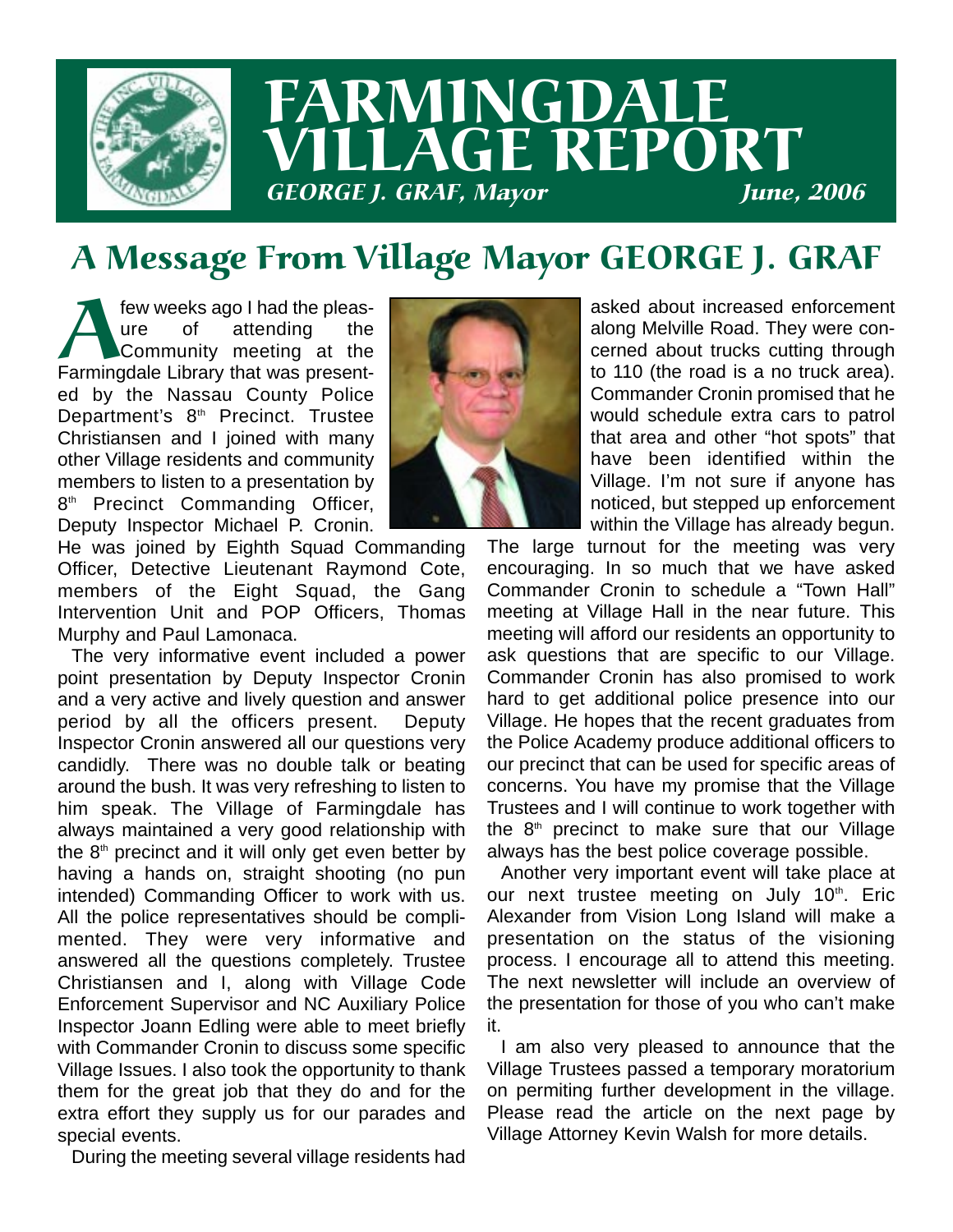# FARMINGDALE VILLAGE REPORT

*GEORGE J. GRAF, Mayor* *June, 2006*

## A Message From Village Mayor GEORGE J. GRAF

A few weeks ago I had the pleasure of attending the Community meeting at the Farmingdale Library that was presented by the Nassau County Police Department's 8th Precinct. Trustee Christiansen and I joined with many other Village residents and community members to listen to a presentation by 8th Precinct Commanding Officer, Deputy Inspector Michael P. Cronin. He was joined by Eighth Squad Commanding Officer, Detective Lieutenant Raymond Cote, members of the Eight Squad, the Gang Intervention Unit and POP Officers, Thomas Murphy and Paul Lamonaca.

The very informative event included a power point presentation by Deputy Inspector Cronin and a very active and lively question and answer period by all the officers present. Deputy Inspector Cronin answered all our questions very candidly. There was no double talk or beating around the bush. It was very refreshing to listen to him speak. The Village of Farmingdale has always maintained a very good relationship with the 8th precinct and it will only get even better by having a hands on, straight shooting (no pun intended) Commanding Officer to work with us. All the police representatives should be complimented. They were very informative and answered all the questions completely. Trustee Christiansen and I, along with Village Code Enforcement Supervisor and NC Auxiliary Police Inspector Joann Edling were able to meet briefly with Commander Cronin to discuss some specific Village Issues. I also took the opportunity to thank them for the great job that they do and for the extra effort they supply us for our parades and special events.

During the meeting several village residents had asked about increased enforcement along Melville Road. They were concerned about trucks cutting through to 110 (the road is a no truck area). Commander Cronin promised that he would schedule extra cars to patrol that area and other "hot spots" that have been identified within the Village. I'm not sure if anyone has noticed, but stepped up enforcement within the Village has already begun.

The large turnout for the meeting was very encouraging. In so much that we have asked Commander Cronin to schedule a "Town Hall" meeting at Village Hall in the near future. This meeting will afford our residents an opportunity to ask questions that are specific to our Village. Commander Cronin has also promised to work hard to get additional police presence into our Village. He hopes that the recent graduates from the Police Academy produce additional officers to our precinct that can be used for specific areas of concerns. You have my promise that the Village Trustees and I will continue to work together with the 8th precinct to make sure that our Village always has the best police coverage possible.

Another very important event will take place at our next trustee meeting on July 10th. Eric Alexander from Vision Long Island will make a presentation on the status of the visioning process. I encourage all to attend this meeting. The next newsletter will include an overview of the presentation for those of you who can't make it.

I am also very pleased to announce that the Village Trustees passed a temporary moratorium on permiting further development in the village. Please read the article on the next page by Village Attorney Kevin Walsh for more details.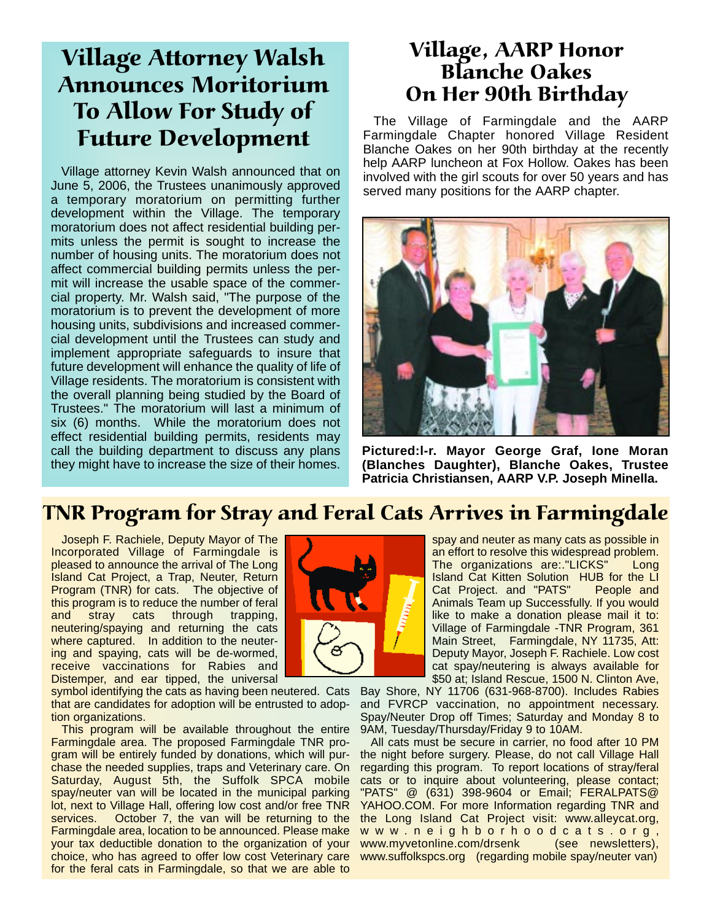## Village Attorney Walsh Announces Moritorium To Allow For Study of Future Development

Village attorney Kevin Walsh announced that on June 5, 2006, the Trustees unanimously approved a temporary moratorium on permitting further development within the Village. The temporary moratorium does not affect residential building permits unless the permit is sought to increase the number of housing units. The moratorium does not affect commercial building permits unless the permit will increase the usable space of the commercial property. Mr. Walsh said, "The purpose of the moratorium is to prevent the development of more housing units, subdivisions and increased commercial development until the Trustees can study and implement appropriate safeguards to insure that future development will enhance the quality of life of Village residents. The moratorium is consistent with the overall planning being studied by the Board of Trustees." The moratorium will last a minimum of six (6) months. While the moratorium does not effect residential building permits, residents may call the building department to discuss any plans they might have to increase the size of their homes.

## Village, AARP Honor Blanche Oakes On Her 90th Birthday

The Village of Farmingdale and the AARP Farmingdale Chapter honored Village Resident Blanche Oakes on her 90th birthday at the recently help AARP luncheon at Fox Hollow. Oakes has been involved with the girl scouts for over 50 years and has served many positions for the AARP chapter.

**Pictured:l-r. Mayor George Graf, Ione Moran (Blanches Daughter), Blanche Oakes, Trustee Patricia Christiansen, AARP V.P. Joseph Minella.**

## TNR Program for Stray and Feral Cats Arrives in Farmingdale

Joseph F. Rachiele, Deputy Mayor of The Incorporated Village of Farmingdale is pleased to announce the arrival of The Long Island Cat Project, a Trap, Neuter, Return Program (TNR) for cats. The objective of this program is to reduce the number of feral and stray cats through trapping, neutering/spaying and returning the cats where captured. In addition to the neutering and spaying, cats will be de-wormed, receive vaccinations for Rabies and Distemper, and ear tipped, the universal symbol identifying the cats as having been neutered. Cats that are candidates for adoption will be entrusted to adoption organizations.

This program will be available throughout the entire Farmingdale area. The proposed Farmingdale TNR program will be entirely funded by donations, which will purchase the needed supplies, traps and Veterinary care. On Saturday, August 5th, the Suffolk SPCA mobile spay/neuter van will be located in the municipal parking lot, next to Village Hall, offering low cost and/or free TNR services. October 7, the van will be returning to the Farmingdale area, location to be announced. Please make your tax deductible donation to the organization of your choice, who has agreed to offer low cost Veterinary care for the feral cats in Farmingdale, so that we are able to spay and neuter as many cats as possible in an effort to resolve this widespread problem. The organizations are:."LICKS" Long Island Cat Kitten Solution HUB for the LI Cat Project. and "PATS" People and Animals Team up Successfully. If you would like to make a donation please mail it to: Village of Farmingdale -TNR Program, 361 Main Street, Farmingdale, NY 11735, Att: Deputy Mayor, Joseph F. Rachiele. Low cost cat spay/neutering is always available for $50 at; Island Rescue, 1500 N. Clinton Ave, Bay Shore, NY 11706 (631-968-8700). Includes Rabies and FVRCP vaccination, no appointment necessary. Spay/Neuter Drop off Times; Saturday and Monday 8 to 9AM, Tuesday/Thursday/Friday 9 to 10AM.

All cats must be secure in carrier, no food after 10 PM the night before surgery. Please, do not call Village Hall regarding this program. To report locations of stray/feral cats or to inquire about volunteering, please contact; "PATS" @ (631) 398-9604 or Email; FERALPATS@YAHOO.COM. For more Information regarding TNR and the Long Island Cat Project visit: www.alleycat.org, www.neighborhoodcats.org, www.myvetonline.com/drsenk (see newsletters), www.suffolkspcs.org (regarding mobile spay/neuter van)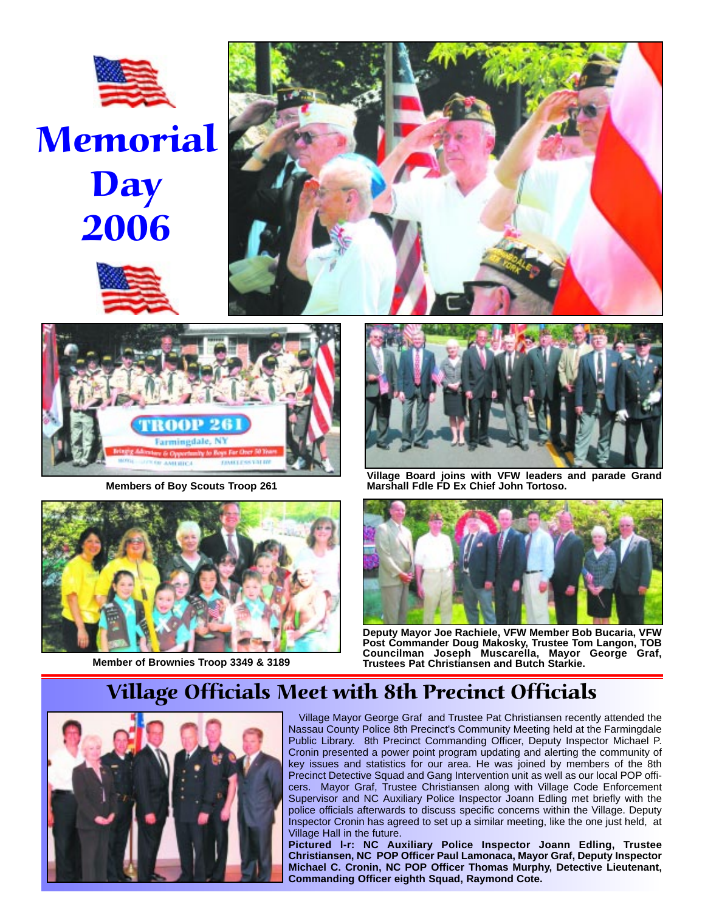# Memorial Day 2006

Members of Boy Scouts Troop 261

Village Board joins with VFW leaders and parade Grand Marshall Fdle FD Ex Chief John Tortoso.

Member of Brownies Troop 3349 & 3189

Deputy Mayor Joe Rachiele, VFW Member Bob Bucaria, VFW Post Commander Doug Makosky, Trustee Tom Langon, TOB Councilman Joseph Muscarella, Mayor George Graf, Trustees Pat Christiansen and Butch Starkie.

## Village Officials Meet with 8th Precinct Officials

Village Mayor George Graf and Trustee Pat Christiansen recently attended the Nassau County Police 8th Precinct's Community Meeting held at the Farmingdale Public Library. 8th Precinct Commanding Officer, Deputy Inspector Michael P. Cronin presented a power point program updating and alerting the community of key issues and statistics for our area. He was joined by members of the 8th Precinct Detective Squad and Gang Intervention unit as well as our local POP officers. Mayor Graf, Trustee Christiansen along with Village Code Enforcement Supervisor and NC Auxiliary Police Inspector Joann Edling met briefly with the police officials afterwards to discuss specific concerns within the Village. Deputy Inspector Cronin has agreed to set up a similar meeting, like the one just held, at Village Hall in the future.

**Pictured l-r: NC Auxiliary Police Inspector Joann Edling, Trustee Christiansen, NC POP Officer Paul Lamonaca, Mayor Graf, Deputy Inspector Michael C. Cronin, NC POP Officer Thomas Murphy, Detective Lieutenant, Commanding Officer eighth Squad, Raymond Cote.**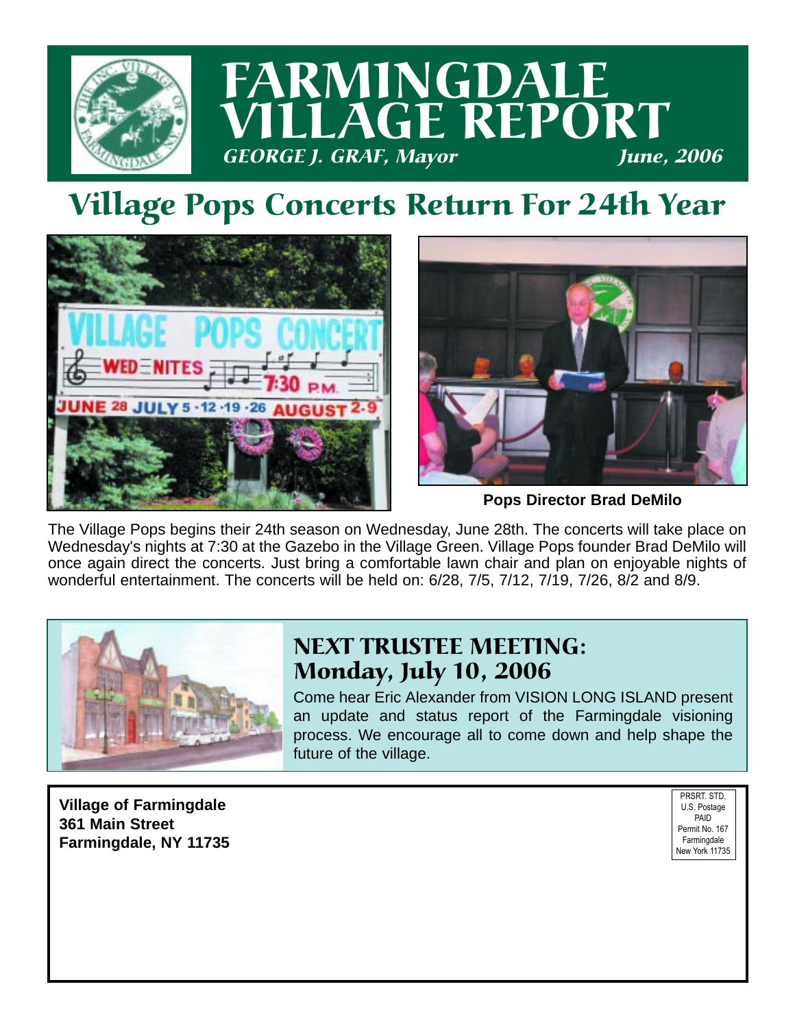# FARMINGDALE VILLAGE REPORT

*GEORGE J. GRAF, Mayor* *June, 2006*

## Village Pops Concerts Return For 24th Year

**Pops Director Brad DeMilo**

The Village Pops begins their 24th season on Wednesday, June 28th. The concerts will take place on Wednesday's nights at 7:30 at the Gazebo in the Village Green. Village Pops founder Brad DeMilo will once again direct the concerts. Just bring a comfortable lawn chair and plan on enjoyable nights of wonderful entertainment. The concerts will be held on: 6/28, 7/5, 7/12, 7/19, 7/26, 8/2 and 8/9.

## NEXT TRUSTEE MEETING: Monday, July 10, 2006

Come hear Eric Alexander from VISION LONG ISLAND present an update and status report of the Farmingdale visioning process. We encourage all to come down and help shape the future of the village.

**Village of Farmingdale**
**361 Main Street**
**Farmingdale, NY 11735**

PRSRT. STD.
U.S. Postage
PAID
Permit No. 167
Farmingdale
New York 11735